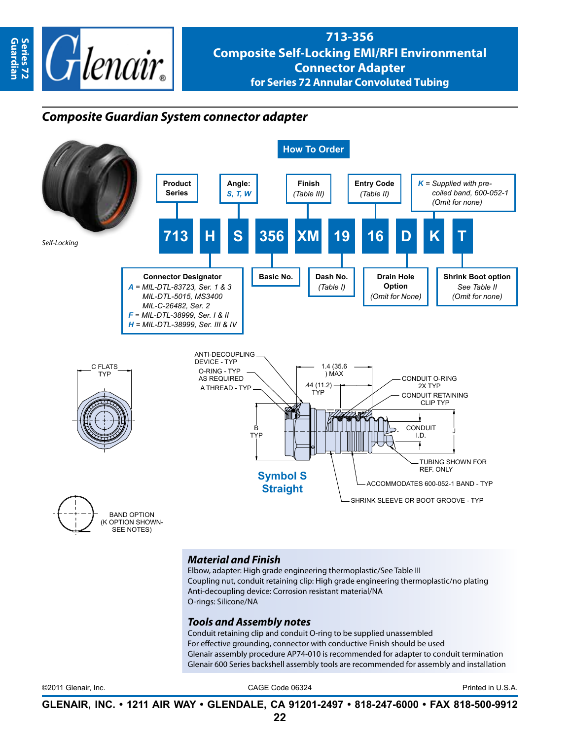# 713-356 Composite Self-Locking EMI/RFI Environmental Connector Adapter for Series 72 Annular Convoluted Tubing

## *Composite Guardian System connector adapter*

*Self-Locking*

### How To Order

| 713 | H | S | 356 | XM | 19 | 16 | D | K | T |
|---|---|---|---|---|---|---|---|---|---|

- **Product Series** — 713
- **Connector Designator** — H
  - *A* = MIL-DTL-83723, Ser. 1 & 3 MIL-DTL-5015, MS3400 MIL-C-26482, Ser. 2
  - *F* = MIL-DTL-38999, Ser. I & II
  - *H* = MIL-DTL-38999, Ser. III & IV
- **Angle:** *S, T, W* — S
- **Basic No.** — 356
- **Finish** (Table III) — XM
- **Dash No.** (Table I) — 19
- **Entry Code** (Table II) — 16
- **Drain Hole Option** (Omit for None) — D
- *K* = Supplied with pre-coiled band, 600-052-1 (Omit for none) — K
- **Shrink Boot option** See Table II (Omit for none) — T

C FLATS TYP

ANTI-DECOUPLING DEVICE - TYP
O-RING - TYP AS REQUIRED
A THREAD - TYP
B TYP
1.4 (35.6) MAX
.44 (11.2) TYP
CONDUIT O-RING 2X TYP
CONDUIT RETAINING CLIP TYP
CONDUIT I.D.
J
TUBING SHOWN FOR REF. ONLY
ACCOMMODATES 600-052-1 BAND - TYP
SHRINK SLEEVE OR BOOT GROOVE - TYP

**Symbol S Straight**

BAND OPTION (K OPTION SHOWN- SEE NOTES)

### *Material and Finish*

Elbow, adapter: High grade engineering thermoplastic/See Table III
Coupling nut, conduit retaining clip: High grade engineering thermoplastic/no plating
Anti-decoupling device: Corrosion resistant material/NA
O-rings: Silicone/NA

### *Tools and Assembly notes*

Conduit retaining clip and conduit O-ring to be supplied unassembled
For effective grounding, connector with conductive Finish should be used
Glenair assembly procedure AP74-010 is recommended for adapter to conduit termination
Glenair 600 Series backshell assembly tools are recommended for assembly and installation

©2011 Glenair, Inc. CAGE Code 06324 Printed in U.S.A.

**GLENAIR, INC. • 1211 AIR WAY • GLENDALE, CA 91201-2497 • 818-247-6000 • FAX 818-500-9912**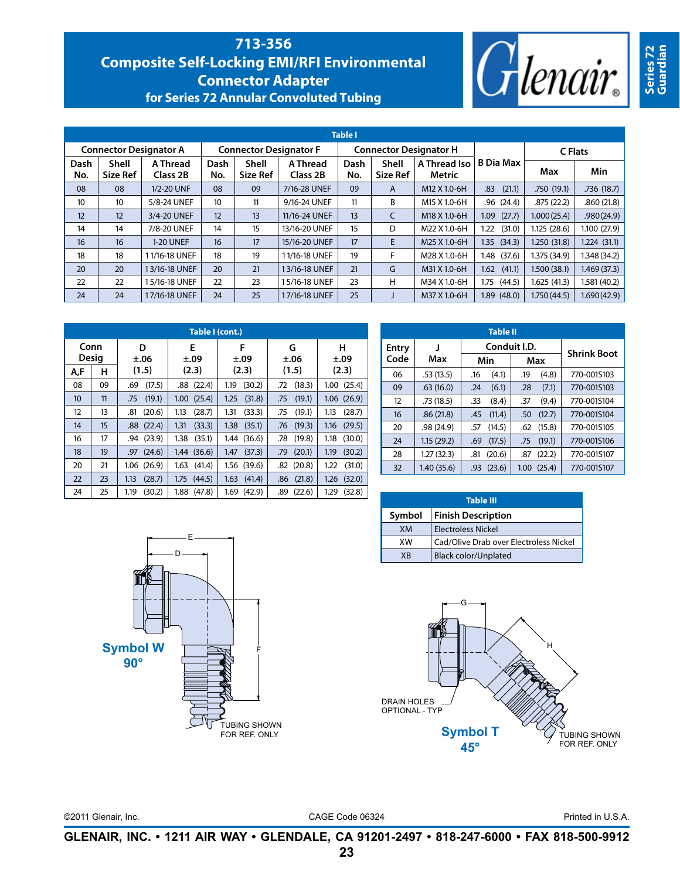# 713-356
## Composite Self-Locking EMI/RFI Environmental Connector Adapter
### for Series 72 Annular Convoluted Tubing

**Table I**

| Connector Designator A | | | Connector Designator F | | | Connector Designator H | | | B Dia Max | C Flats | |
|---|---|---|---|---|---|---|---|---|---|---|---|
| Dash No. | Shell Size Ref | A Thread Class 2B | Dash No. | Shell Size Ref | A Thread Class 2B | Dash No. | Shell Size Ref | A Thread Iso Metric | | Max | Min |
| 08 | 08 | 1/2-20 UNF | 08 | 09 | 7/16-28 UNEF | 09 | A | M12 X 1.0-6H | .83 (21.1) | .750 (19.1) | .736 (18.7) |
| 10 | 10 | 5/8-24 UNEF | 10 | 11 | 9/16-24 UNEF | 11 | B | M15 X 1.0-6H | .96 (24.4) | .875 (22.2) | .860 (21.8) |
| 12 | 12 | 3/4-20 UNEF | 12 | 13 | 11/16-24 UNEF | 13 | C | M18 X 1.0-6H | 1.09 (27.7) | 1.000 (25.4) | .980 (24.9) |
| 14 | 14 | 7/8-20 UNEF | 14 | 15 | 13/16-20 UNEF | 15 | D | M22 X 1.0-6H | 1.22 (31.0) | 1.125 (28.6) | 1.100 (27.9) |
| 16 | 16 | 1-20 UNEF | 16 | 17 | 15/16-20 UNEF | 17 | E | M25 X 1.0-6H | 1.35 (34.3) | 1.250 (31.8) | 1.224 (31.1) |
| 18 | 18 | 1 1/16-18 UNEF | 18 | 19 | 1 1/16-18 UNEF | 19 | F | M28 X 1.0-6H | 1.48 (37.6) | 1.375 (34.9) | 1.348 (34.2) |
| 20 | 20 | 1 3/16-18 UNEF | 20 | 21 | 1 3/16-18 UNEF | 21 | G | M31 X 1.0-6H | 1.62 (41.1) | 1.500 (38.1) | 1.469 (37.3) |
| 22 | 22 | 1 5/16-18 UNEF | 22 | 23 | 1 5/16-18 UNEF | 23 | H | M34 X 1.0-6H | 1.75 (44.5) | 1.625 (41.3) | 1.581 (40.2) |
| 24 | 24 | 1 7/16-18 UNEF | 24 | 25 | 1 7/16-18 UNEF | 25 | J | M37 X 1.0-6H | 1.89 (48.0) | 1.750 (44.5) | 1.690 (42.9) |

**Table I (cont.)**

| Conn Desig | | D ±.06 (1.5) | E ±.09 (2.3) | F ±.09 (2.3) | G ±.06 (1.5) | H ±.09 (2.3) |
|---|---|---|---|---|---|---|
| A,F | H | | | | | |
| 08 | 09 | .69 (17.5) | .88 (22.4) | 1.19 (30.2) | .72 (18.3) | 1.00 (25.4) |
| 10 | 11 | .75 (19.1) | 1.00 (25.4) | 1.25 (31.8) | .75 (19.1) | 1.06 (26.9) |
| 12 | 13 | .81 (20.6) | 1.13 (28.7) | 1.31 (33.3) | .75 (19.1) | 1.13 (28.7) |
| 14 | 15 | .88 (22.4) | 1.31 (33.3) | 1.38 (35.1) | .76 (19.3) | 1.16 (29.5) |
| 16 | 17 | .94 (23.9) | 1.38 (35.1) | 1.44 (36.6) | .78 (19.8) | 1.18 (30.0) |
| 18 | 19 | .97 (24.6) | 1.44 (36.6) | 1.47 (37.3) | .79 (20.1) | 1.19 (30.2) |
| 20 | 21 | 1.06 (26.9) | 1.63 (41.4) | 1.56 (39.6) | .82 (20.8) | 1.22 (31.0) |
| 22 | 23 | 1.13 (28.7) | 1.75 (44.5) | 1.63 (41.4) | .86 (21.8) | 1.26 (32.0) |
| 24 | 25 | 1.19 (30.2) | 1.88 (47.8) | 1.69 (42.9) | .89 (22.6) | 1.29 (32.8) |

**Table II**

| Entry Code | J Max | Conduit I.D. | | Shrink Boot |
|---|---|---|---|---|
| | | Min | Max | |
| 06 | .53 (13.5) | .16 (4.1) | .19 (4.8) | 770-001S103 |
| 09 | .63 (16.0) | .24 (6.1) | .28 (7.1) | 770-001S103 |
| 12 | .73 (18.5) | .33 (8.4) | .37 (9.4) | 770-001S104 |
| 16 | .86 (21.8) | .45 (11.4) | .50 (12.7) | 770-001S104 |
| 20 | .98 (24.9) | .57 (14.5) | .62 (15.8) | 770-001S105 |
| 24 | 1.15 (29.2) | .69 (17.5) | .75 (19.1) | 770-001S106 |
| 28 | 1.27 (32.3) | .81 (20.6) | .87 (22.2) | 770-001S107 |
| 32 | 1.40 (35.6) | .93 (23.6) | 1.00 (25.4) | 770-001S107 |

**Table III**

| Symbol | Finish Description |
|---|---|
| XM | Electroless Nickel |
| XW | Cad/Olive Drab over Electroless Nickel |
| XB | Black color/Unplated |

E
D
F
TUBING SHOWN FOR REF. ONLY

**Symbol W**
**90°**

G
H
DRAIN HOLES OPTIONAL - TYP
TUBING SHOWN FOR REF. ONLY

**Symbol T**
**45°**

©2011 Glenair, Inc. CAGE Code 06324 Printed in U.S.A.

GLENAIR, INC. • 1211 AIR WAY • GLENDALE, CA 91201-2497 • 818-247-6000 • FAX 818-500-9912